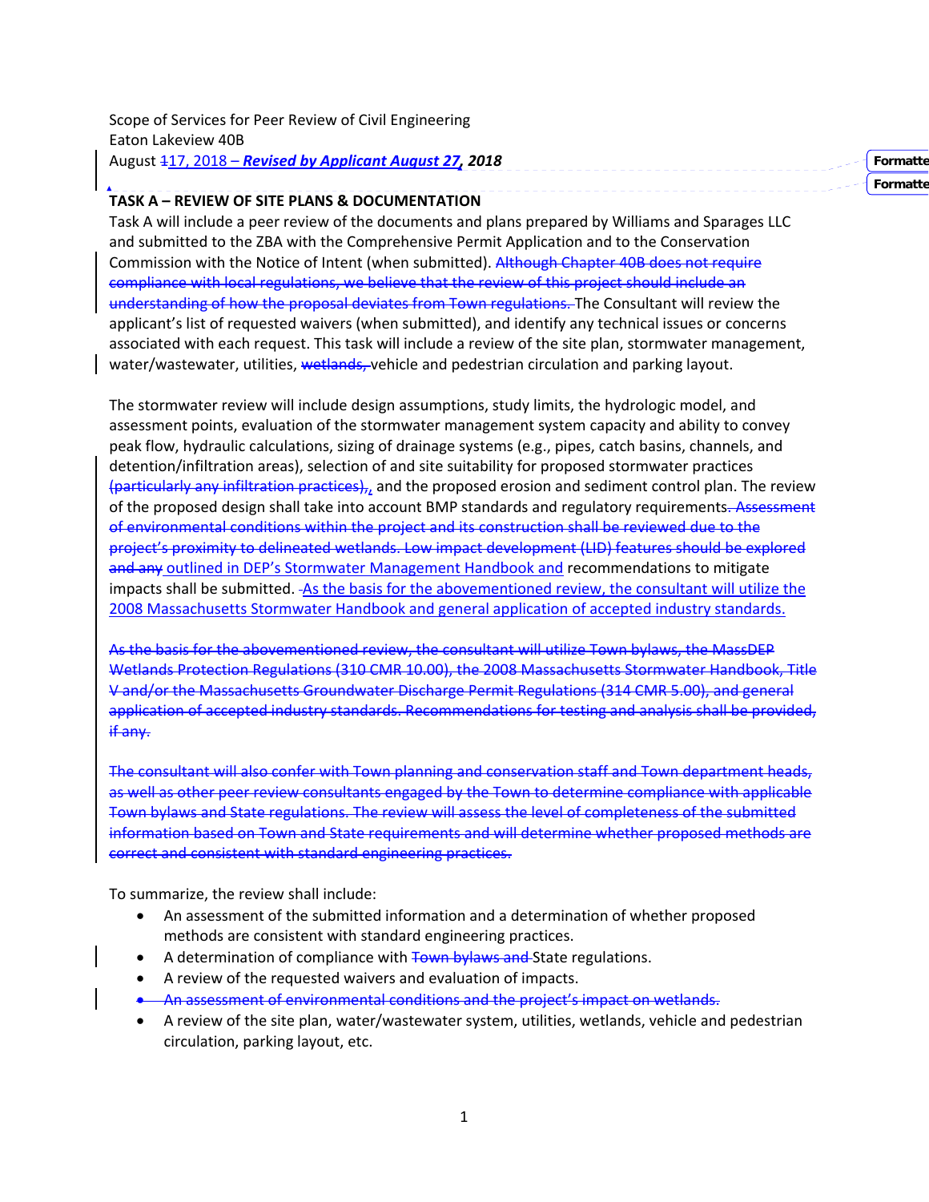Scope of Services for Peer Review of Civil Engineering
Eaton Lakeview 40B
August ~~1~~17, 2018 – ***Revised by Applicant August 27, 2018***

**TASK A – REVIEW OF SITE PLANS & DOCUMENTATION**

Task A will include a peer review of the documents and plans prepared by Williams and Sparages LLC and submitted to the ZBA with the Comprehensive Permit Application and to the Conservation Commission with the Notice of Intent (when submitted). ~~Although Chapter 40B does not require compliance with local regulations, we believe that the review of this project should include an understanding of how the proposal deviates from Town regulations.~~ The Consultant will review the applicant's list of requested waivers (when submitted), and identify any technical issues or concerns associated with each request. This task will include a review of the site plan, stormwater management, water/wastewater, utilities, ~~wetlands,~~ vehicle and pedestrian circulation and parking layout.

The stormwater review will include design assumptions, study limits, the hydrologic model, and assessment points, evaluation of the stormwater management system capacity and ability to convey peak flow, hydraulic calculations, sizing of drainage systems (e.g., pipes, catch basins, channels, and detention/infiltration areas), selection of and site suitability for proposed stormwater practices ~~(particularly any infiltration practices),~~, and the proposed erosion and sediment control plan. The review of the proposed design shall take into account BMP standards and regulatory requirements~~. Assessment of environmental conditions within the project and its construction shall be reviewed due to the project's proximity to delineated wetlands. Low impact development (LID) features should be explored and any~~ outlined in DEP's Stormwater Management Handbook and recommendations to mitigate impacts shall be submitted. As the basis for the abovementioned review, the consultant will utilize the 2008 Massachusetts Stormwater Handbook and general application of accepted industry standards.

~~As the basis for the abovementioned review, the consultant will utilize Town bylaws, the MassDEP Wetlands Protection Regulations (310 CMR 10.00), the 2008 Massachusetts Stormwater Handbook, Title V and/or the Massachusetts Groundwater Discharge Permit Regulations (314 CMR 5.00), and general application of accepted industry standards. Recommendations for testing and analysis shall be provided, if any.~~

~~The consultant will also confer with Town planning and conservation staff and Town department heads, as well as other peer review consultants engaged by the Town to determine compliance with applicable Town bylaws and State regulations. The review will assess the level of completeness of the submitted information based on Town and State requirements and will determine whether proposed methods are correct and consistent with standard engineering practices.~~

To summarize, the review shall include:

- An assessment of the submitted information and a determination of whether proposed methods are consistent with standard engineering practices.
- A determination of compliance with ~~Town bylaws and~~ State regulations.
- A review of the requested waivers and evaluation of impacts.
- ~~An assessment of environmental conditions and the project's impact on wetlands.~~
- A review of the site plan, water/wastewater system, utilities, wetlands, vehicle and pedestrian circulation, parking layout, etc.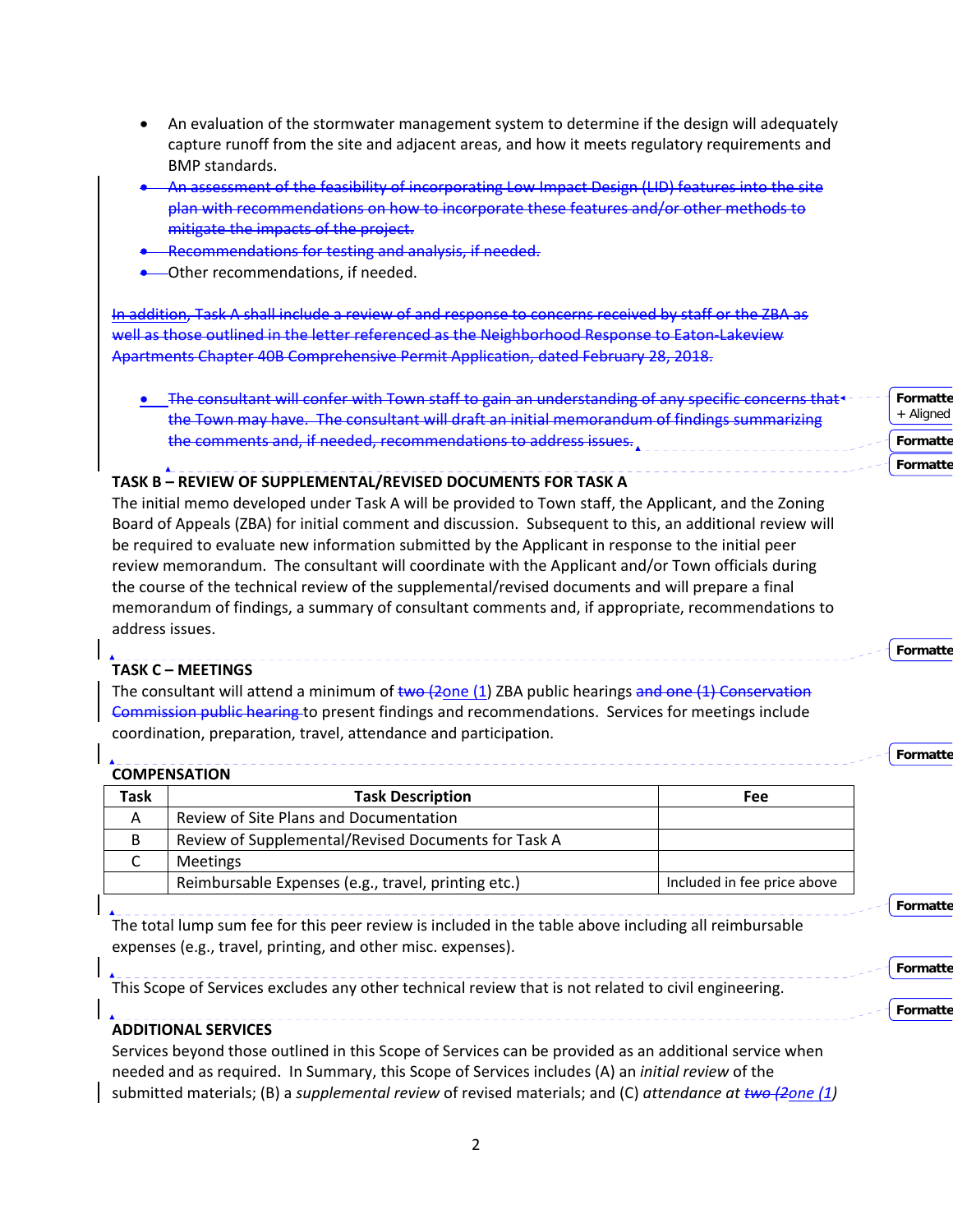- An evaluation of the stormwater management system to determine if the design will adequately capture runoff from the site and adjacent areas, and how it meets regulatory requirements and BMP standards.
- ~~An assessment of the feasibility of incorporating Low Impact Design (LID) features into the site plan with recommendations on how to incorporate these features and/or other methods to mitigate the impacts of the project.~~
- ~~Recommendations for testing and analysis, if needed.~~
- Other recommendations, if needed.

~~In addition, Task A shall include a review of and response to concerns received by staff or the ZBA as well as those outlined in the letter referenced as the Neighborhood Response to Eaton-Lakeview Apartments Chapter 40B Comprehensive Permit Application, dated February 28, 2018.~~

- ~~The consultant will confer with Town staff to gain an understanding of any specific concerns that the Town may have. The consultant will draft an initial memorandum of findings summarizing the comments and, if needed, recommendations to address issues.~~

**TASK B – REVIEW OF SUPPLEMENTAL/REVISED DOCUMENTS FOR TASK A**

The initial memo developed under Task A will be provided to Town staff, the Applicant, and the Zoning Board of Appeals (ZBA) for initial comment and discussion. Subsequent to this, an additional review will be required to evaluate new information submitted by the Applicant in response to the initial peer review memorandum. The consultant will coordinate with the Applicant and/or Town officials during the course of the technical review of the supplemental/revised documents and will prepare a final memorandum of findings, a summary of consultant comments and, if appropriate, recommendations to address issues.

**TASK C – MEETINGS**

The consultant will attend a minimum of ~~two (2~~one (1) ZBA public hearings ~~and one (1) Conservation Commission public hearing~~ to present findings and recommendations. Services for meetings include coordination, preparation, travel, attendance and participation.

**COMPENSATION**

| Task | Task Description | Fee |
|---|---|---|
| A | Review of Site Plans and Documentation | |
| B | Review of Supplemental/Revised Documents for Task A | |
| C | Meetings | |
| | Reimbursable Expenses (e.g., travel, printing etc.) | Included in fee price above |

The total lump sum fee for this peer review is included in the table above including all reimbursable expenses (e.g., travel, printing, and other misc. expenses).

This Scope of Services excludes any other technical review that is not related to civil engineering.

**ADDITIONAL SERVICES**

Services beyond those outlined in this Scope of Services can be provided as an additional service when needed and as required. In Summary, this Scope of Services includes (A) an *initial review* of the submitted materials; (B) a *supplemental review* of revised materials; and (C) *attendance at ~~two (2~~one (1)*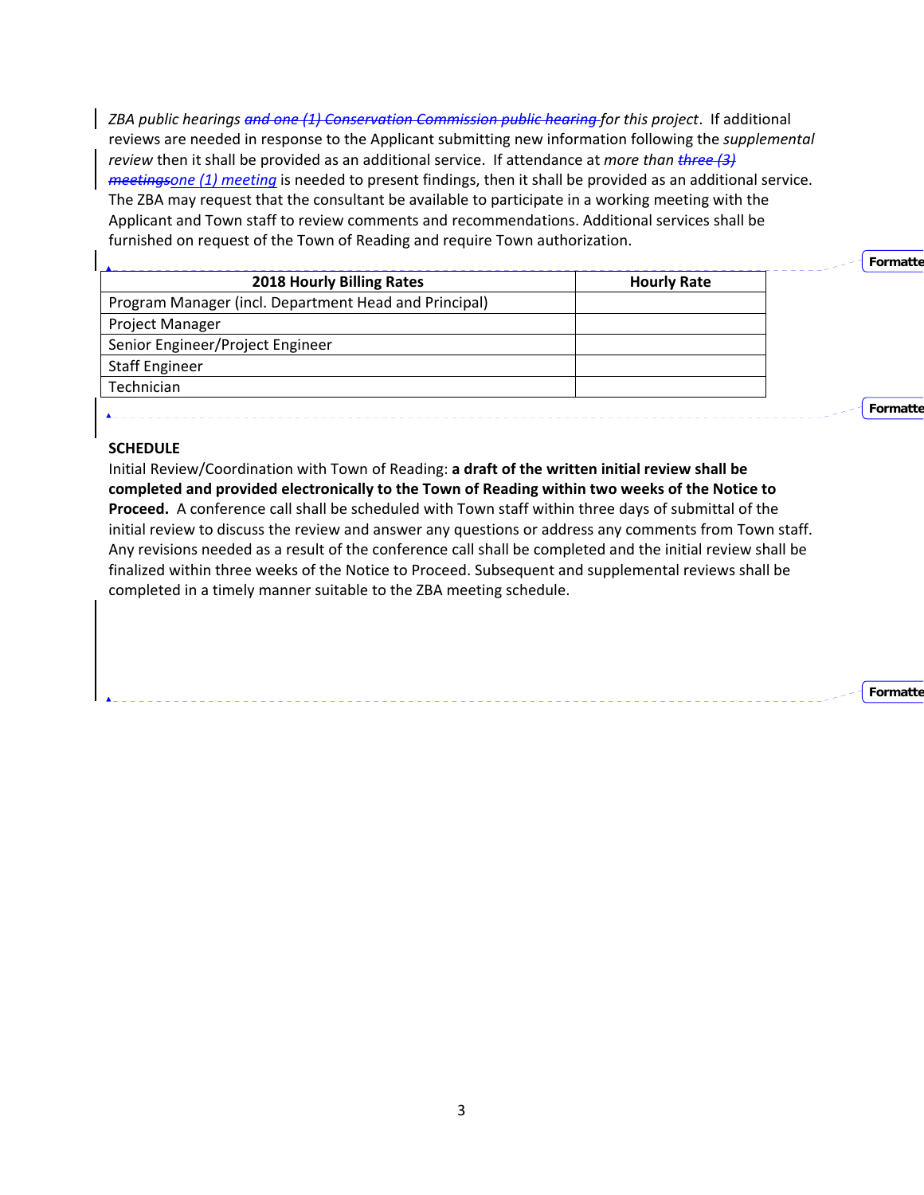*ZBA public hearings* ~~*and one (1) Conservation Commission public hearing*~~ *for this project*. If additional reviews are needed in response to the Applicant submitting new information following the *supplemental review* then it shall be provided as an additional service. If attendance at *more than* ~~*three (3) meetings*~~*one (1) meeting* is needed to present findings, then it shall be provided as an additional service. The ZBA may request that the consultant be available to participate in a working meeting with the Applicant and Town staff to review comments and recommendations. Additional services shall be furnished on request of the Town of Reading and require Town authorization.

| 2018 Hourly Billing Rates | Hourly Rate |
|---|---|
| Program Manager (incl. Department Head and Principal) | |
| Project Manager | |
| Senior Engineer/Project Engineer | |
| Staff Engineer | |
| Technician | |

**SCHEDULE**

Initial Review/Coordination with Town of Reading: **a draft of the written initial review shall be completed and provided electronically to the Town of Reading within two weeks of the Notice to Proceed.** A conference call shall be scheduled with Town staff within three days of submittal of the initial review to discuss the review and answer any questions or address any comments from Town staff. Any revisions needed as a result of the conference call shall be completed and the initial review shall be finalized within three weeks of the Notice to Proceed. Subsequent and supplemental reviews shall be completed in a timely manner suitable to the ZBA meeting schedule.